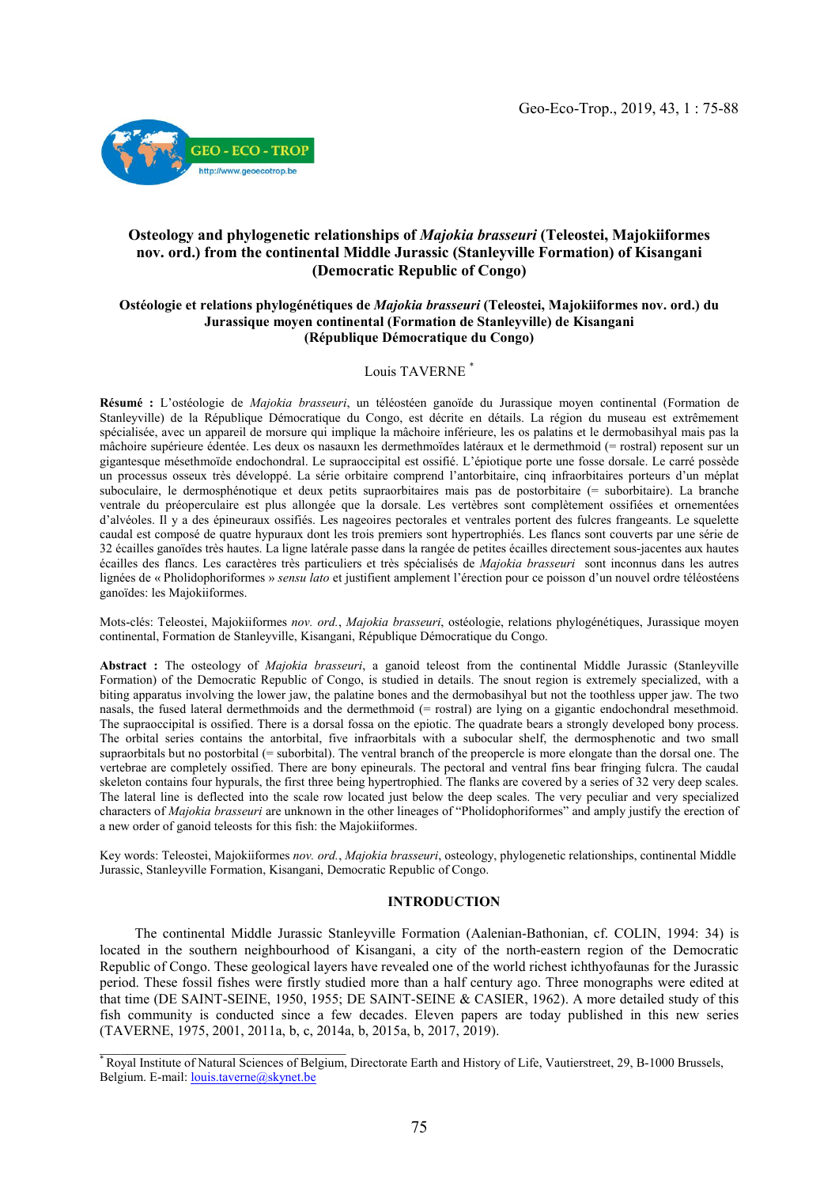# Osteology and phylogenetic relationships of *Majokia brasseuri* (Teleostei, Majokiiformes nov. ord.) from the continental Middle Jurassic (Stanleyville Formation) of Kisangani (Democratic Republic of Congo)

## Ostéologie et relations phylogénétiques de *Majokia brasseuri* (Teleostei, Majokiiformes nov. ord.) du Jurassique moyen continental (Formation de Stanleyville) de Kisangani (République Démocratique du Congo)

Louis TAVERNE [*]

**Résumé :** L'ostéologie de *Majokia brasseuri*, un téléostéen ganoïde du Jurassique moyen continental (Formation de Stanleyville) de la République Démocratique du Congo, est décrite en détails. La région du museau est extrêmement spécialisée, avec un appareil de morsure qui implique la mâchoire inférieure, les os palatins et le dermobasihyal mais pas la mâchoire supérieure édentée. Les deux os nasauxn les dermethmoïdes latéraux et le dermethmoid (= rostral) reposent sur un gigantesque mésethmoïde endochondral. Le supraoccipital est ossifié. L'épiotique porte une fosse dorsale. Le carré possède un processus osseux très développé. La série orbitaire comprend l'antorbitaire, cinq infraorbitaires porteurs d'un méplat suboculaire, le dermosphénotique et deux petits supraorbitaires mais pas de postorbitaire (= suborbitaire). La branche ventrale du préoperculaire est plus allongée que la dorsale. Les vertèbres sont complètement ossifiées et ornementées d'alvéoles. Il y a des épineuraux ossifiés. Les nageoires pectorales et ventrales portent des fulcres frangeants. Le squelette caudal est composé de quatre hypuraux dont les trois premiers sont hypertrophiés. Les flancs sont couverts par une série de 32 écailles ganoïdes très hautes. La ligne latérale passe dans la rangée de petites écailles directement sous-jacentes aux hautes écailles des flancs. Les caractères très particuliers et très spécialisés de *Majokia brasseuri* sont inconnus dans les autres lignées de « Pholidophoriformes » *sensu lato* et justifient amplement l'érection pour ce poisson d'un nouvel ordre téléostéens ganoïdes: les Majokiiformes.

Mots-clés: Teleostei, Majokiiformes *nov. ord.*, *Majokia brasseuri*, ostéologie, relations phylogénétiques, Jurassique moyen continental, Formation de Stanleyville, Kisangani, République Démocratique du Congo.

**Abstract :** The osteology of *Majokia brasseuri*, a ganoid teleost from the continental Middle Jurassic (Stanleyville Formation) of the Democratic Republic of Congo, is studied in details. The snout region is extremely specialized, with a biting apparatus involving the lower jaw, the palatine bones and the dermobasihyal but not the toothless upper jaw. The two nasals, the fused lateral dermethmoids and the dermethmoid (= rostral) are lying on a gigantic endochondral mesethmoid. The supraoccipital is ossified. There is a dorsal fossa on the epiotic. The quadrate bears a strongly developed bony process. The orbital series contains the antorbital, five infraorbitals with a subocular shelf, the dermosphenotic and two small supraorbitals but no postorbital (= suborbital). The ventral branch of the preopercle is more elongate than the dorsal one. The vertebrae are completely ossified. There are bony epineurals. The pectoral and ventral fins bear fringing fulcra. The caudal skeleton contains four hypurals, the first three being hypertrophied. The flanks are covered by a series of 32 very deep scales. The lateral line is deflected into the scale row located just below the deep scales. The very peculiar and very specialized characters of *Majokia brasseuri* are unknown in the other lineages of "Pholidophoriformes" and amply justify the erection of a new order of ganoid teleosts for this fish: the Majokiiformes.

Key words: Teleostei, Majokiiformes *nov. ord.*, *Majokia brasseuri*, osteology, phylogenetic relationships, continental Middle Jurassic, Stanleyville Formation, Kisangani, Democratic Republic of Congo.

## INTRODUCTION

The continental Middle Jurassic Stanleyville Formation (Aalenian-Bathonian, cf. COLIN, 1994: 34) is located in the southern neighbourhood of Kisangani, a city of the north-eastern region of the Democratic Republic of Congo. These geological layers have revealed one of the world richest ichthyofaunas for the Jurassic period. These fossil fishes were firstly studied more than a half century ago. Three monographs were edited at that time (DE SAINT-SEINE, 1950, 1955; DE SAINT-SEINE & CASIER, 1962). A more detailed study of this fish community is conducted since a few decades. Eleven papers are today published in this new series (TAVERNE, 1975, 2001, 2011a, b, c, 2014a, b, 2015a, b, 2017, 2019).

[*] Royal Institute of Natural Sciences of Belgium, Directorate Earth and History of Life, Vautierstreet, 29, B-1000 Brussels, Belgium. E-mail: louis.taverne@skynet.be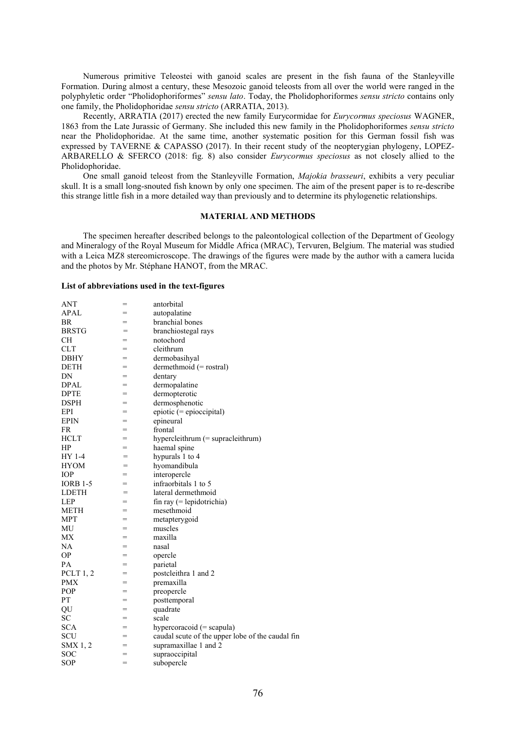Numerous primitive Teleostei with ganoid scales are present in the fish fauna of the Stanleyville Formation. During almost a century, these Mesozoic ganoid teleosts from all over the world were ranged in the polyphyletic order "Pholidophoriformes" *sensu lato*. Today, the Pholidophoriformes *sensu stricto* contains only one family, the Pholidophoridae *sensu stricto* (ARRATIA, 2013).

Recently, ARRATIA (2017) erected the new family Eurycormidae for *Eurycormus speciosus* WAGNER, 1863 from the Late Jurassic of Germany. She included this new family in the Pholidophoriformes *sensu stricto* near the Pholidophoridae. At the same time, another systematic position for this German fossil fish was expressed by TAVERNE & CAPASSO (2017). In their recent study of the neopterygian phylogeny, LOPEZ-ARBARELLO & SFERCO (2018: fig. 8) also consider *Eurycormus speciosus* as not closely allied to the Pholidophoridae.

One small ganoid teleost from the Stanleyville Formation, *Majokia brasseuri*, exhibits a very peculiar skull. It is a small long-snouted fish known by only one specimen. The aim of the present paper is to re-describe this strange little fish in a more detailed way than previously and to determine its phylogenetic relationships.

## MATERIAL AND METHODS

The specimen hereafter described belongs to the paleontological collection of the Department of Geology and Mineralogy of the Royal Museum for Middle Africa (MRAC), Tervuren, Belgium. The material was studied with a Leica MZ8 stereomicroscope. The drawings of the figures were made by the author with a camera lucida and the photos by Mr. Stéphane HANOT, from the MRAC.

### List of abbreviations used in the text-figures

| | | |
|---|---|---|
| ANT | = | antorbital |
| APAL | = | autopalatine |
| BR | = | branchial bones |
| BRSTG | = | branchiostegal rays |
| CH | = | notochord |
| CLT | = | cleithrum |
| DBHY | = | dermobasihyal |
| DETH | = | dermethmoid (= rostral) |
| DN | = | dentary |
| DPAL | = | dermopalatine |
| DPTE | = | dermopterotic |
| DSPH | = | dermosphenotic |
| EPI | = | epiotic (= epioccipital) |
| EPIN | = | epineural |
| FR | = | frontal |
| HCLT | = | hypercleithrum (= supracleithrum) |
| HP | = | haemal spine |
| HY 1-4 | = | hypurals 1 to 4 |
| HYOM | = | hyomandibula |
| IOP | = | interopercle |
| IORB 1-5 | = | infraorbitals 1 to 5 |
| LDETH | = | lateral dermethmoid |
| LEP | = | fin ray (= lepidotrichia) |
| METH | = | mesethmoid |
| MPT | = | metapterygoid |
| MU | = | muscles |
| MX | = | maxilla |
| NA | = | nasal |
| OP | = | opercle |
| PA | = | parietal |
| PCLT 1, 2 | = | postcleithra 1 and 2 |
| PMX | = | premaxilla |
| POP | = | preopercle |
| PT | = | posttemporal |
| QU | = | quadrate |
| SC | = | scale |
| SCA | = | hypercoracoid (= scapula) |
| SCU | = | caudal scute of the upper lobe of the caudal fin |
| SMX 1, 2 | = | supramaxillae 1 and 2 |
| SOC | = | supraoccipital |
| SOP | = | subopercle |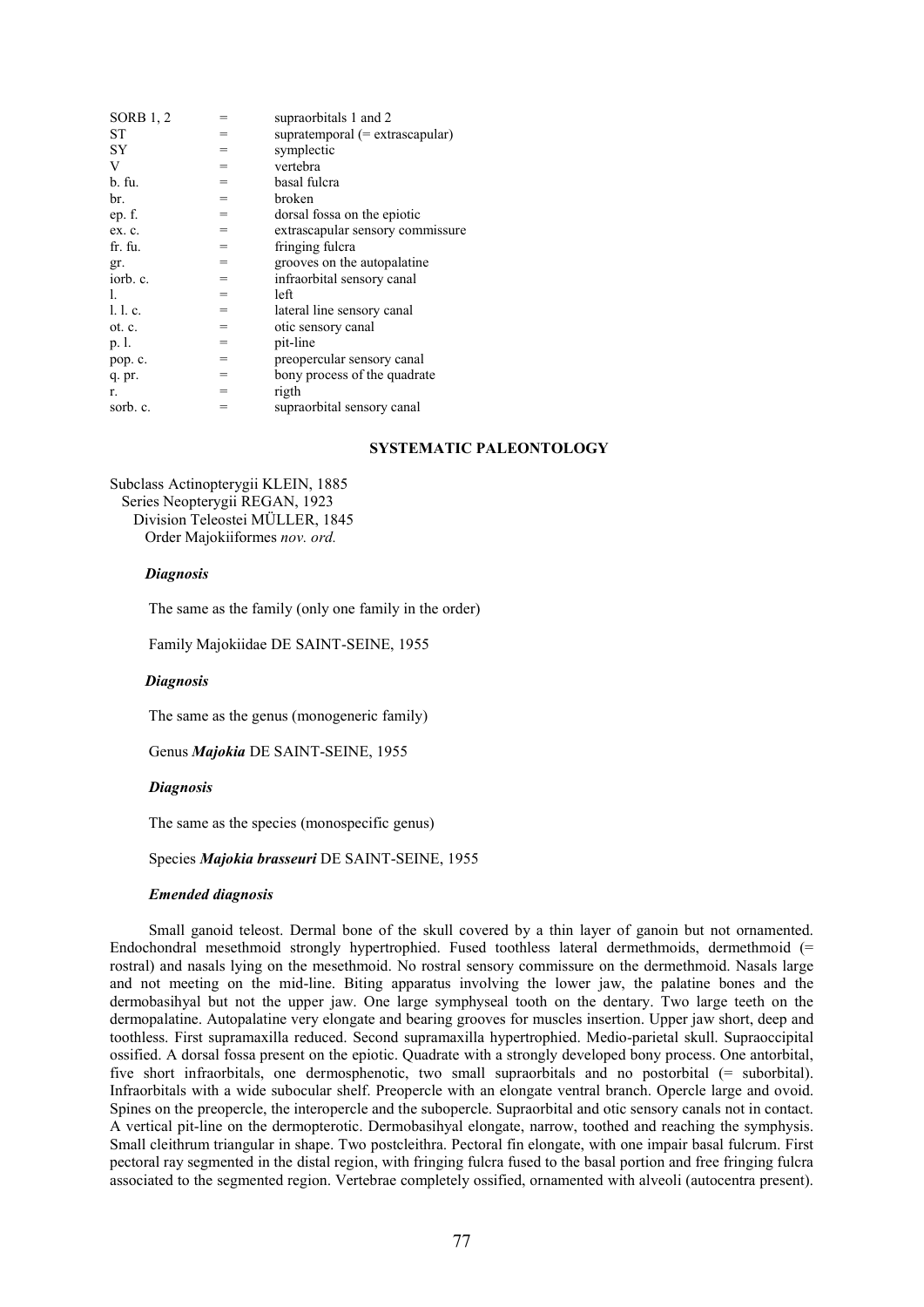| | | |
|---|---|---|
| SORB 1, 2 | = | supraorbitals 1 and 2 |
| ST | = | supratemporal (= extrascapular) |
| SY | = | symplectic |
| V | = | vertebra |
| b. fu. | = | basal fulcra |
| br. | = | broken |
| ep. f. | = | dorsal fossa on the epiotic |
| ex. c. | = | extrascapular sensory commissure |
| fr. fu. | = | fringing fulcra |
| gr. | = | grooves on the autopalatine |
| iorb. c. | = | infraorbital sensory canal |
| l. | = | left |
| l. l. c. | = | lateral line sensory canal |
| ot. c. | = | otic sensory canal |
| p. l. | = | pit-line |
| pop. c. | = | preopercular sensory canal |
| q. pr. | = | bony process of the quadrate |
| r. | = | rigth |
| sorb. c. | = | supraorbital sensory canal |

## SYSTEMATIC PALEONTOLOGY

Subclass Actinopterygii KLEIN, 1885
Series Neopterygii REGAN, 1923
Division Teleostei MÜLLER, 1845
Order Majokiiformes *nov. ord.*

### *Diagnosis*

The same as the family (only one family in the order)

Family Majokiidae DE SAINT-SEINE, 1955

### *Diagnosis*

The same as the genus (monogeneric family)

Genus ***Majokia*** DE SAINT-SEINE, 1955

### *Diagnosis*

The same as the species (monospecific genus)

Species ***Majokia brasseuri*** DE SAINT-SEINE, 1955

### *Emended diagnosis*

Small ganoid teleost. Dermal bone of the skull covered by a thin layer of ganoin but not ornamented. Endochondral mesethmoid strongly hypertrophied. Fused toothless lateral dermethmoids, dermethmoid (= rostral) and nasals lying on the mesethmoid. No rostral sensory commissure on the dermethmoid. Nasals large and not meeting on the mid-line. Biting apparatus involving the lower jaw, the palatine bones and the dermobasihyal but not the upper jaw. One large symphyseal tooth on the dentary. Two large teeth on the dermopalatine. Autopalatine very elongate and bearing grooves for muscles insertion. Upper jaw short, deep and toothless. First supramaxilla reduced. Second supramaxilla hypertrophied. Medio-parietal skull. Supraoccipital ossified. A dorsal fossa present on the epiotic. Quadrate with a strongly developed bony process. One antorbital, five short infraorbitals, one dermosphenotic, two small supraorbitals and no postorbital (= suborbital). Infraorbitals with a wide subocular shelf. Preopercle with an elongate ventral branch. Opercle large and ovoid. Spines on the preopercle, the interopercle and the subopercle. Supraorbital and otic sensory canals not in contact. A vertical pit-line on the dermopterotic. Dermobasihyal elongate, narrow, toothed and reaching the symphysis. Small cleithrum triangular in shape. Two postcleithra. Pectoral fin elongate, with one impair basal fulcrum. First pectoral ray segmented in the distal region, with fringing fulcra fused to the basal portion and free fringing fulcra associated to the segmented region. Vertebrae completely ossified, ornamented with alveoli (autocentra present).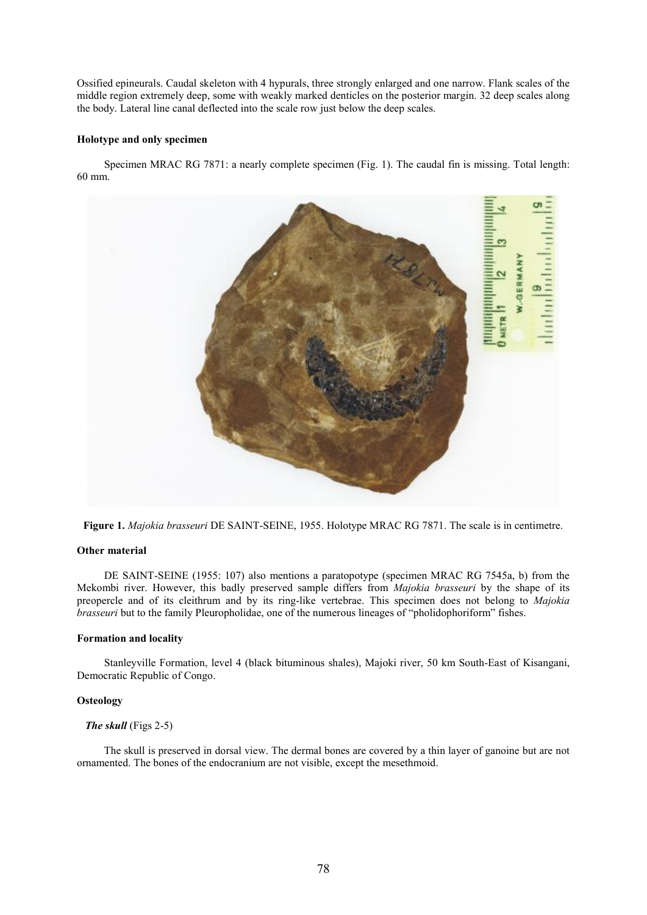Ossified epineurals. Caudal skeleton with 4 hypurals, three strongly enlarged and one narrow. Flank scales of the middle region extremely deep, some with weakly marked denticles on the posterior margin. 32 deep scales along the body. Lateral line canal deflected into the scale row just below the deep scales.

#### Holotype and only specimen

Specimen MRAC RG 7871: a nearly complete specimen (Fig. 1). The caudal fin is missing. Total length: 60 mm.

**Figure 1.** *Majokia brasseuri* DE SAINT-SEINE, 1955. Holotype MRAC RG 7871. The scale is in centimetre.

#### Other material

DE SAINT-SEINE (1955: 107) also mentions a paratopotype (specimen MRAC RG 7545a, b) from the Mekombi river. However, this badly preserved sample differs from *Majokia brasseuri* by the shape of its preopercle and of its cleithrum and by its ring-like vertebrae. This specimen does not belong to *Majokia brasseuri* but to the family Pleuropholidae, one of the numerous lineages of "pholidophoriform" fishes.

#### Formation and locality

Stanleyville Formation, level 4 (black bituminous shales), Majoki river, 50 km South-East of Kisangani, Democratic Republic of Congo.

#### Osteology

***The skull*** (Figs 2-5)

The skull is preserved in dorsal view. The dermal bones are covered by a thin layer of ganoine but are not ornamented. The bones of the endocranium are not visible, except the mesethmoid.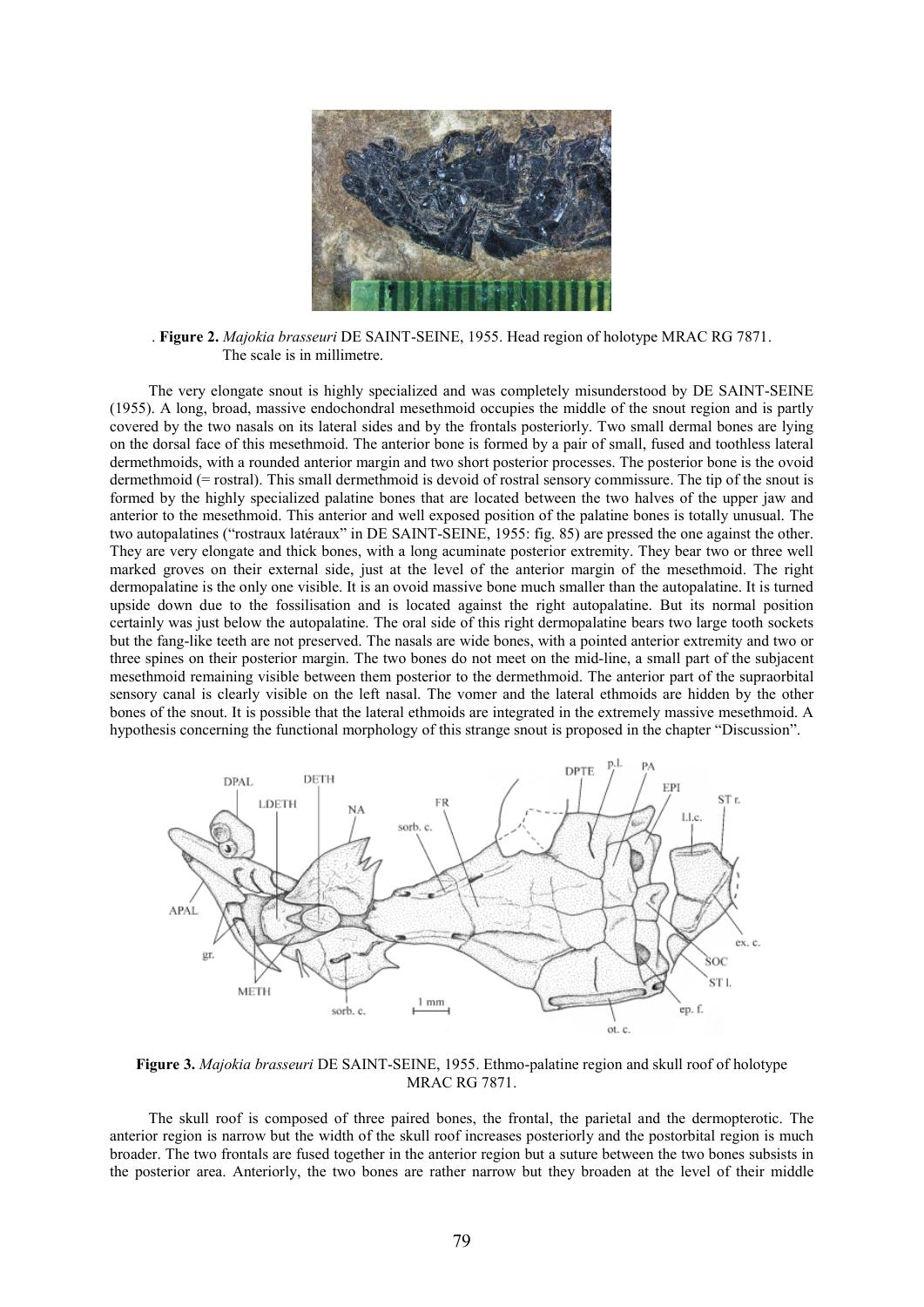. **Figure 2.** *Majokia brasseuri* DE SAINT-SEINE, 1955. Head region of holotype MRAC RG 7871. The scale is in millimetre.

The very elongate snout is highly specialized and was completely misunderstood by DE SAINT-SEINE (1955). A long, broad, massive endochondral mesethmoid occupies the middle of the snout region and is partly covered by the two nasals on its lateral sides and by the frontals posteriorly. Two small dermal bones are lying on the dorsal face of this mesethmoid. The anterior bone is formed by a pair of small, fused and toothless lateral dermethmoids, with a rounded anterior margin and two short posterior processes. The posterior bone is the ovoid dermethmoid (= rostral). This small dermethmoid is devoid of rostral sensory commissure. The tip of the snout is formed by the highly specialized palatine bones that are located between the two halves of the upper jaw and anterior to the mesethmoid. This anterior and well exposed position of the palatine bones is totally unusual. The two autopalatines ("rostraux latéraux" in DE SAINT-SEINE, 1955: fig. 85) are pressed the one against the other. They are very elongate and thick bones, with a long acuminate posterior extremity. They bear two or three well marked groves on their external side, just at the level of the anterior margin of the mesethmoid. The right dermopalatine is the only one visible. It is an ovoid massive bone much smaller than the autopalatine. It is turned upside down due to the fossilisation and is located against the right autopalatine. But its normal position certainly was just below the autopalatine. The oral side of this right dermopalatine bears two large tooth sockets but the fang-like teeth are not preserved. The nasals are wide bones, with a pointed anterior extremity and two or three spines on their posterior margin. The two bones do not meet on the mid-line, a small part of the subjacent mesethmoid remaining visible between them posterior to the dermethmoid. The anterior part of the supraorbital sensory canal is clearly visible on the left nasal. The vomer and the lateral ethmoids are hidden by the other bones of the snout. It is possible that the lateral ethmoids are integrated in the extremely massive mesethmoid. A hypothesis concerning the functional morphology of this strange snout is proposed in the chapter "Discussion".

**Figure 3.** *Majokia brasseuri* DE SAINT-SEINE, 1955. Ethmo-palatine region and skull roof of holotype MRAC RG 7871.

The skull roof is composed of three paired bones, the frontal, the parietal and the dermopterotic. The anterior region is narrow but the width of the skull roof increases posteriorly and the postorbital region is much broader. The two frontals are fused together in the anterior region but a suture between the two bones subsists in the posterior area. Anteriorly, the two bones are rather narrow but they broaden at the level of their middle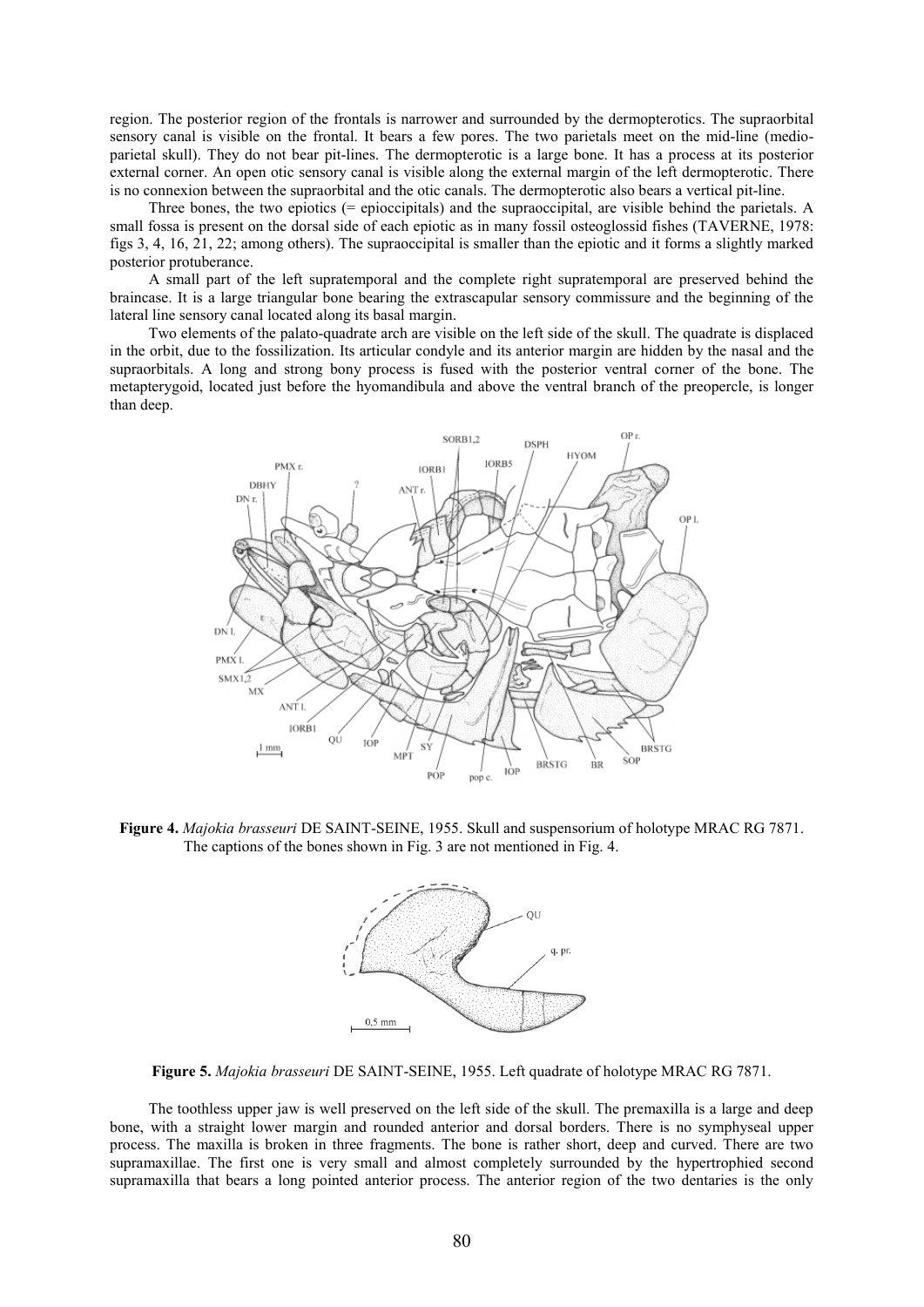region. The posterior region of the frontals is narrower and surrounded by the dermopterotics. The supraorbital sensory canal is visible on the frontal. It bears a few pores. The two parietals meet on the mid-line (medio-parietal skull). They do not bear pit-lines. The dermopterotic is a large bone. It has a process at its posterior external corner. An open otic sensory canal is visible along the external margin of the left dermopterotic. There is no connexion between the supraorbital and the otic canals. The dermopterotic also bears a vertical pit-line.

Three bones, the two epiotics (= epioccipitals) and the supraoccipital, are visible behind the parietals. A small fossa is present on the dorsal side of each epiotic as in many fossil osteoglossid fishes (TAVERNE, 1978: figs 3, 4, 16, 21, 22; among others). The supraoccipital is smaller than the epiotic and it forms a slightly marked posterior protuberance.

A small part of the left supratemporal and the complete right supratemporal are preserved behind the braincase. It is a large triangular bone bearing the extrascapular sensory commissure and the beginning of the lateral line sensory canal located along its basal margin.

Two elements of the palato-quadrate arch are visible on the left side of the skull. The quadrate is displaced in the orbit, due to the fossilization. Its articular condyle and its anterior margin are hidden by the nasal and the supraorbitals. A long and strong bony process is fused with the posterior ventral corner of the bone. The metapterygoid, located just before the hyomandibula and above the ventral branch of the preopercle, is longer than deep.

**Figure 4.** *Majokia brasseuri* DE SAINT-SEINE, 1955. Skull and suspensorium of holotype MRAC RG 7871. The captions of the bones shown in Fig. 3 are not mentioned in Fig. 4.

**Figure 5.** *Majokia brasseuri* DE SAINT-SEINE, 1955. Left quadrate of holotype MRAC RG 7871.

The toothless upper jaw is well preserved on the left side of the skull. The premaxilla is a large and deep bone, with a straight lower margin and rounded anterior and dorsal borders. There is no symphyseal upper process. The maxilla is broken in three fragments. The bone is rather short, deep and curved. There are two supramaxillae. The first one is very small and almost completely surrounded by the hypertrophied second supramaxilla that bears a long pointed anterior process. The anterior region of the two dentaries is the only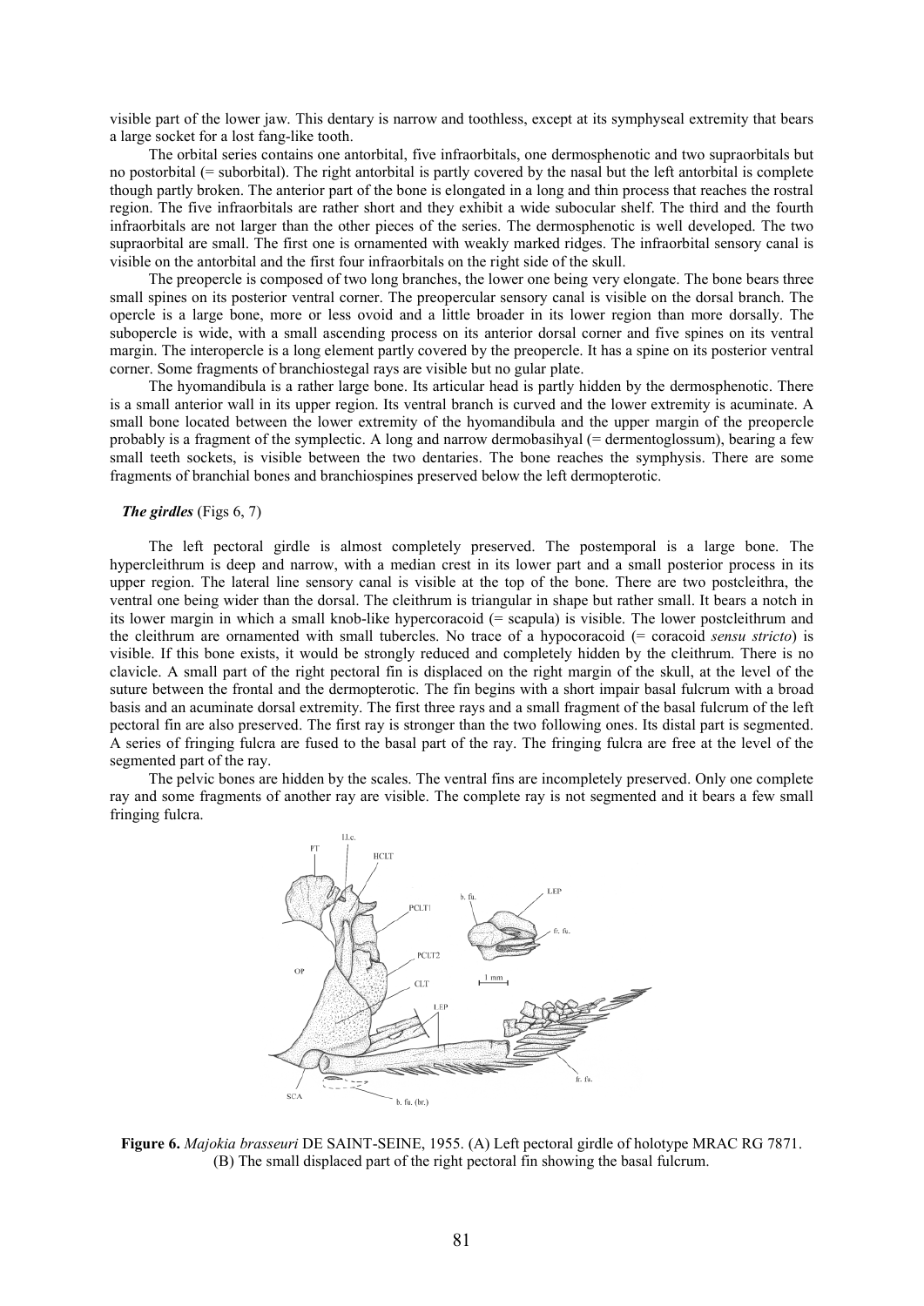visible part of the lower jaw. This dentary is narrow and toothless, except at its symphyseal extremity that bears a large socket for a lost fang-like tooth.

The orbital series contains one antorbital, five infraorbitals, one dermosphenotic and two supraorbitals but no postorbital (= suborbital). The right antorbital is partly covered by the nasal but the left antorbital is complete though partly broken. The anterior part of the bone is elongated in a long and thin process that reaches the rostral region. The five infraorbitals are rather short and they exhibit a wide subocular shelf. The third and the fourth infraorbitals are not larger than the other pieces of the series. The dermosphenotic is well developed. The two supraorbital are small. The first one is ornamented with weakly marked ridges. The infraorbital sensory canal is visible on the antorbital and the first four infraorbitals on the right side of the skull.

The preopercle is composed of two long branches, the lower one being very elongate. The bone bears three small spines on its posterior ventral corner. The preopercular sensory canal is visible on the dorsal branch. The opercle is a large bone, more or less ovoid and a little broader in its lower region than more dorsally. The subopercle is wide, with a small ascending process on its anterior dorsal corner and five spines on its ventral margin. The interopercle is a long element partly covered by the preopercle. It has a spine on its posterior ventral corner. Some fragments of branchiostegal rays are visible but no gular plate.

The hyomandibula is a rather large bone. Its articular head is partly hidden by the dermosphenotic. There is a small anterior wall in its upper region. Its ventral branch is curved and the lower extremity is acuminate. A small bone located between the lower extremity of the hyomandibula and the upper margin of the preopercle probably is a fragment of the symplectic. A long and narrow dermobasihyal (= dermentoglossum), bearing a few small teeth sockets, is visible between the two dentaries. The bone reaches the symphysis. There are some fragments of branchial bones and branchiospines preserved below the left dermopterotic.

***The girdles*** (Figs 6, 7)

The left pectoral girdle is almost completely preserved. The postemporal is a large bone. The hypercleithrum is deep and narrow, with a median crest in its lower part and a small posterior process in its upper region. The lateral line sensory canal is visible at the top of the bone. There are two postcleithra, the ventral one being wider than the dorsal. The cleithrum is triangular in shape but rather small. It bears a notch in its lower margin in which a small knob-like hypercoracoid (= scapula) is visible. The lower postcleithrum and the cleithrum are ornamented with small tubercles. No trace of a hypocoracoid (= coracoid *sensu stricto*) is visible. If this bone exists, it would be strongly reduced and completely hidden by the cleithrum. There is no clavicle. A small part of the right pectoral fin is displaced on the right margin of the skull, at the level of the suture between the frontal and the dermopterotic. The fin begins with a short impair basal fulcrum with a broad basis and an acuminate dorsal extremity. The first three rays and a small fragment of the basal fulcrum of the left pectoral fin are also preserved. The first ray is stronger than the two following ones. Its distal part is segmented. A series of fringing fulcra are fused to the basal part of the ray. The fringing fulcra are free at the level of the segmented part of the ray.

The pelvic bones are hidden by the scales. The ventral fins are incompletely preserved. Only one complete ray and some fragments of another ray are visible. The complete ray is not segmented and it bears a few small fringing fulcra.

**Figure 6.** *Majokia brasseuri* DE SAINT-SEINE, 1955. (A) Left pectoral girdle of holotype MRAC RG 7871. (B) The small displaced part of the right pectoral fin showing the basal fulcrum.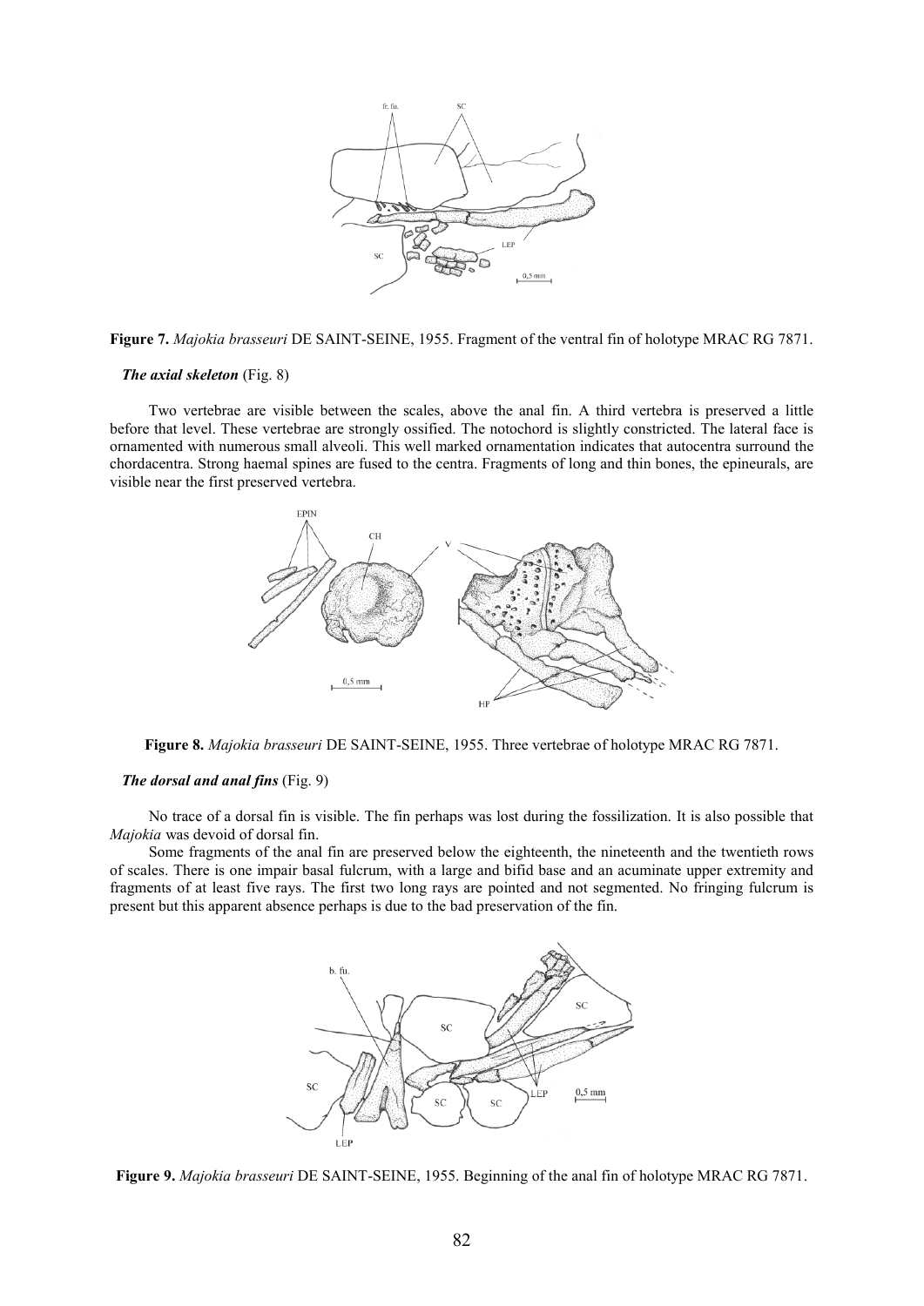**Figure 7.** *Majokia brasseuri* DE SAINT-SEINE, 1955. Fragment of the ventral fin of holotype MRAC RG 7871.

### *The axial skeleton* (Fig. 8)

Two vertebrae are visible between the scales, above the anal fin. A third vertebra is preserved a little before that level. These vertebrae are strongly ossified. The notochord is slightly constricted. The lateral face is ornamented with numerous small alveoli. This well marked ornamentation indicates that autocentra surround the chordacentra. Strong haemal spines are fused to the centra. Fragments of long and thin bones, the epineurals, are visible near the first preserved vertebra.

**Figure 8.** *Majokia brasseuri* DE SAINT-SEINE, 1955. Three vertebrae of holotype MRAC RG 7871.

### *The dorsal and anal fins* (Fig. 9)

No trace of a dorsal fin is visible. The fin perhaps was lost during the fossilization. It is also possible that *Majokia* was devoid of dorsal fin.

Some fragments of the anal fin are preserved below the eighteenth, the nineteenth and the twentieth rows of scales. There is one impair basal fulcrum, with a large and bifid base and an acuminate upper extremity and fragments of at least five rays. The first two long rays are pointed and not segmented. No fringing fulcrum is present but this apparent absence perhaps is due to the bad preservation of the fin.

**Figure 9.** *Majokia brasseuri* DE SAINT-SEINE, 1955. Beginning of the anal fin of holotype MRAC RG 7871.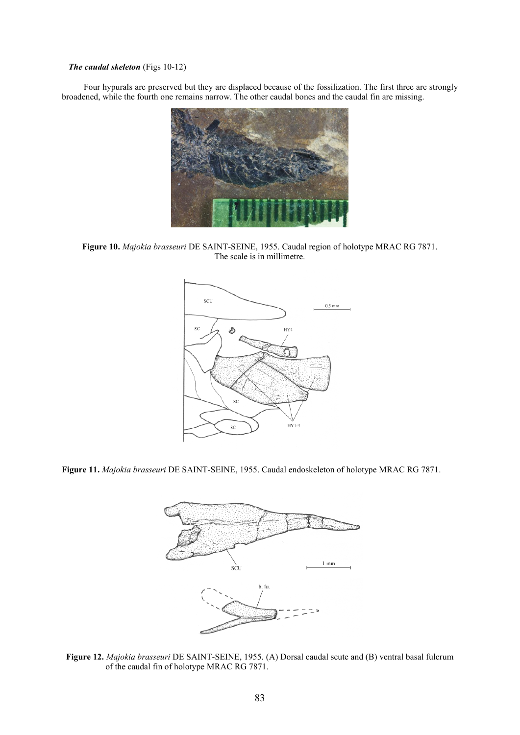***The caudal skeleton*** (Figs 10-12)

Four hypurals are preserved but they are displaced because of the fossilization. The first three are strongly broadened, while the fourth one remains narrow. The other caudal bones and the caudal fin are missing.

**Figure 10.** *Majokia brasseuri* DE SAINT-SEINE, 1955. Caudal region of holotype MRAC RG 7871. The scale is in millimetre.

**Figure 11.** *Majokia brasseuri* DE SAINT-SEINE, 1955. Caudal endoskeleton of holotype MRAC RG 7871.

**Figure 12.** *Majokia brasseuri* DE SAINT-SEINE, 1955. (A) Dorsal caudal scute and (B) ventral basal fulcrum of the caudal fin of holotype MRAC RG 7871.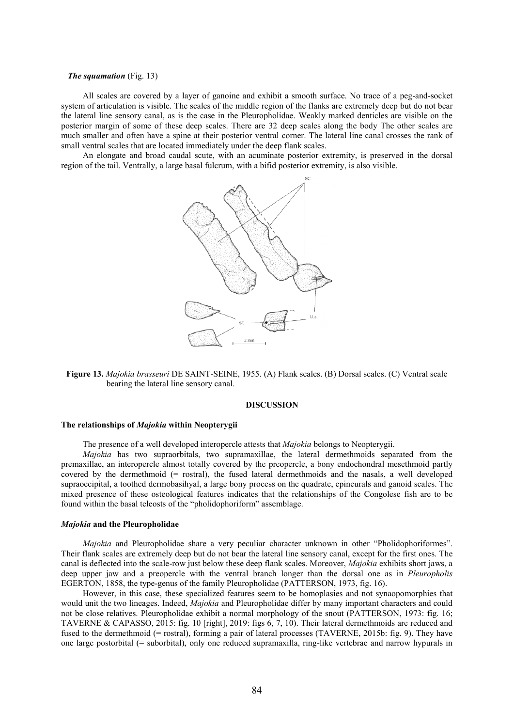### *The squamation* (Fig. 13)

All scales are covered by a layer of ganoine and exhibit a smooth surface. No trace of a peg-and-socket system of articulation is visible. The scales of the middle region of the flanks are extremely deep but do not bear the lateral line sensory canal, as is the case in the Pleuropholidae. Weakly marked denticles are visible on the posterior margin of some of these deep scales. There are 32 deep scales along the body The other scales are much smaller and often have a spine at their posterior ventral corner. The lateral line canal crosses the rank of small ventral scales that are located immediately under the deep flank scales.

An elongate and broad caudal scute, with an acuminate posterior extremity, is preserved in the dorsal region of the tail. Ventrally, a large basal fulcrum, with a bifid posterior extremity, is also visible.

**Figure 13.** *Majokia brasseuri* DE SAINT-SEINE, 1955. (A) Flank scales. (B) Dorsal scales. (C) Ventral scale bearing the lateral line sensory canal.

## DISCUSSION

### The relationships of *Majokia* within Neopterygii

The presence of a well developed interopercle attests that *Majokia* belongs to Neopterygii.

*Majokia* has two supraorbitals, two supramaxillae, the lateral dermethmoids separated from the premaxillae, an interopercle almost totally covered by the preopercle, a bony endochondral mesethmoid partly covered by the dermethmoid (= rostral), the fused lateral dermethmoids and the nasals, a well developed supraoccipital, a toothed dermobasihyal, a large bony process on the quadrate, epineurals and ganoid scales. The mixed presence of these osteological features indicates that the relationships of the Congolese fish are to be found within the basal teleosts of the "pholidophoriform" assemblage.

### *Majokia* and the Pleuropholidae

*Majokia* and Pleuropholidae share a very peculiar character unknown in other "Pholidophoriformes". Their flank scales are extremely deep but do not bear the lateral line sensory canal, except for the first ones. The canal is deflected into the scale-row just below these deep flank scales. Moreover, *Majokia* exhibits short jaws, a deep upper jaw and a preopercle with the ventral branch longer than the dorsal one as in *Pleuropholis* EGERTON, 1858, the type-genus of the family Pleuropholidae (PATTERSON, 1973, fig. 16).

However, in this case, these specialized features seem to be homoplasies and not synaopomorphies that would unit the two lineages. Indeed, *Majokia* and Pleuropholidae differ by many important characters and could not be close relatives. Pleuropholidae exhibit a normal morphology of the snout (PATTERSON, 1973: fig. 16; TAVERNE & CAPASSO, 2015: fig. 10 [right], 2019: figs 6, 7, 10). Their lateral dermethmoids are reduced and fused to the dermethmoid (= rostral), forming a pair of lateral processes (TAVERNE, 2015b: fig. 9). They have one large postorbital (= suborbital), only one reduced supramaxilla, ring-like vertebrae and narrow hypurals in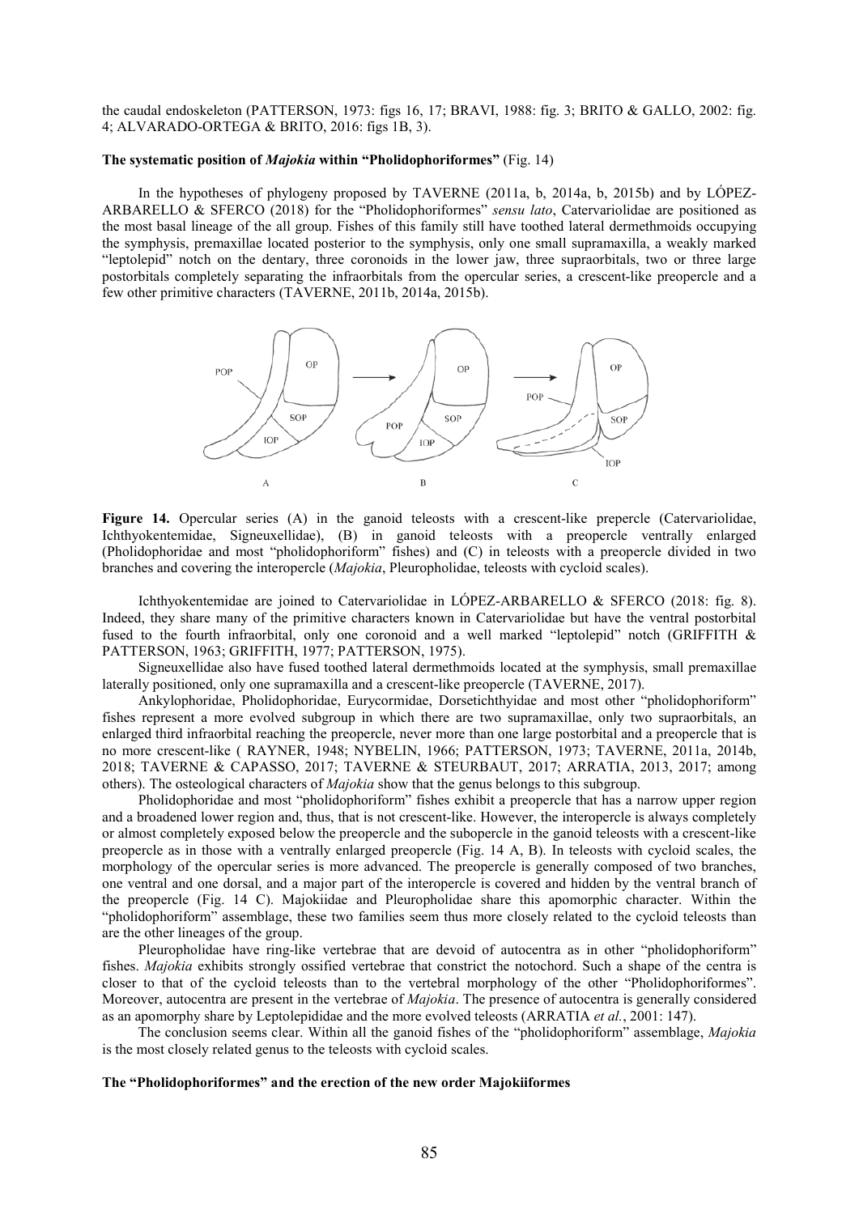the caudal endoskeleton (PATTERSON, 1973: figs 16, 17; BRAVI, 1988: fig. 3; BRITO & GALLO, 2002: fig. 4; ALVARADO-ORTEGA & BRITO, 2016: figs 1B, 3).

**The systematic position of *Majokia* within "Pholidophoriformes"** (Fig. 14)

In the hypotheses of phylogeny proposed by TAVERNE (2011a, b, 2014a, b, 2015b) and by LÓPEZ-ARBARELLO & SFERCO (2018) for the "Pholidophoriformes" *sensu lato*, Catervariolidae are positioned as the most basal lineage of the all group. Fishes of this family still have toothed lateral dermethmoids occupying the symphysis, premaxillae located posterior to the symphysis, only one small supramaxilla, a weakly marked "leptolepid" notch on the dentary, three coronoids in the lower jaw, three supraorbitals, two or three large postorbitals completely separating the infraorbitals from the opercular series, a crescent-like preopercle and a few other primitive characters (TAVERNE, 2011b, 2014a, 2015b).

**Figure 14.** Opercular series (A) in the ganoid teleosts with a crescent-like prepercle (Catervariolidae, Ichthyokentemidae, Signeuxellidae), (B) in ganoid teleosts with a preopercle ventrally enlarged (Pholidophoridae and most "pholidophoriform" fishes) and (C) in teleosts with a preopercle divided in two branches and covering the interopercle (*Majokia*, Pleuropholidae, teleosts with cycloid scales).

Ichthyokentemidae are joined to Catervariolidae in LÓPEZ-ARBARELLO & SFERCO (2018: fig. 8). Indeed, they share many of the primitive characters known in Catervariolidae but have the ventral postorbital fused to the fourth infraorbital, only one coronoid and a well marked "leptolepid" notch (GRIFFITH & PATTERSON, 1963; GRIFFITH, 1977; PATTERSON, 1975).

Signeuxellidae also have fused toothed lateral dermethmoids located at the symphysis, small premaxillae laterally positioned, only one supramaxilla and a crescent-like preopercle (TAVERNE, 2017).

Ankylophoridae, Pholidophoridae, Eurycormidae, Dorsetichthyidae and most other "pholidophoriform" fishes represent a more evolved subgroup in which there are two supramaxillae, only two supraorbitals, an enlarged third infraorbital reaching the preopercle, never more than one large postorbital and a preopercle that is no more crescent-like ( RAYNER, 1948; NYBELIN, 1966; PATTERSON, 1973; TAVERNE, 2011a, 2014b, 2018; TAVERNE & CAPASSO, 2017; TAVERNE & STEURBAUT, 2017; ARRATIA, 2013, 2017; among others). The osteological characters of *Majokia* show that the genus belongs to this subgroup.

Pholidophoridae and most "pholidophoriform" fishes exhibit a preopercle that has a narrow upper region and a broadened lower region and, thus, that is not crescent-like. However, the interopercle is always completely or almost completely exposed below the preopercle and the subopercle in the ganoid teleosts with a crescent-like preopercle as in those with a ventrally enlarged preopercle (Fig. 14 A, B). In teleosts with cycloid scales, the morphology of the opercular series is more advanced. The preopercle is generally composed of two branches, one ventral and one dorsal, and a major part of the interopercle is covered and hidden by the ventral branch of the preopercle (Fig. 14 C). Majokiidae and Pleuropholidae share this apomorphic character. Within the "pholidophoriform" assemblage, these two families seem thus more closely related to the cycloid teleosts than are the other lineages of the group.

Pleuropholidae have ring-like vertebrae that are devoid of autocentra as in other "pholidophoriform" fishes. *Majokia* exhibits strongly ossified vertebrae that constrict the notochord. Such a shape of the centra is closer to that of the cycloid teleosts than to the vertebral morphology of the other "Pholidophoriformes". Moreover, autocentra are present in the vertebrae of *Majokia*. The presence of autocentra is generally considered as an apomorphy share by Leptolepididae and the more evolved teleosts (ARRATIA *et al.*, 2001: 147).

The conclusion seems clear. Within all the ganoid fishes of the "pholidophoriform" assemblage, *Majokia* is the most closely related genus to the teleosts with cycloid scales.

**The "Pholidophoriformes" and the erection of the new order Majokiiformes**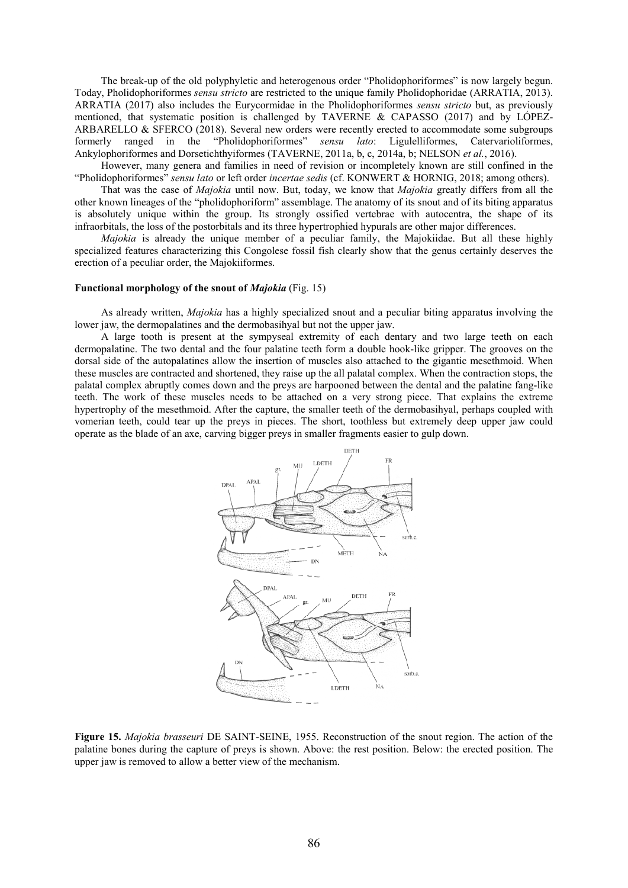The break-up of the old polyphyletic and heterogenous order "Pholidophoriformes" is now largely begun. Today, Pholidophoriformes *sensu stricto* are restricted to the unique family Pholidophoridae (ARRATIA, 2013). ARRATIA (2017) also includes the Eurycormidae in the Pholidophoriformes *sensu stricto* but, as previously mentioned, that systematic position is challenged by TAVERNE & CAPASSO (2017) and by LÓPEZ-ARBARELLO & SFERCO (2018). Several new orders were recently erected to accommodate some subgroups formerly ranged in the "Pholidophoriformes" *sensu lato*: Ligulelliformes, Catervarioliformes, Ankylophoriformes and Dorsetichthyiformes (TAVERNE, 2011a, b, c, 2014a, b; NELSON *et al.*, 2016).

However, many genera and families in need of revision or incompletely known are still confined in the "Pholidophoriformes" *sensu lato* or left order *incertae sedis* (cf. KONWERT & HORNIG, 2018; among others).

That was the case of *Majokia* until now. But, today, we know that *Majokia* greatly differs from all the other known lineages of the "pholidophoriform" assemblage. The anatomy of its snout and of its biting apparatus is absolutely unique within the group. Its strongly ossified vertebrae with autocentra, the shape of its infraorbitals, the loss of the postorbitals and its three hypertrophied hypurals are other major differences.

*Majokia* is already the unique member of a peculiar family, the Majokiidae. But all these highly specialized features characterizing this Congolese fossil fish clearly show that the genus certainly deserves the erection of a peculiar order, the Majokiiformes.

#### Functional morphology of the snout of *Majokia* (Fig. 15)

As already written, *Majokia* has a highly specialized snout and a peculiar biting apparatus involving the lower jaw, the dermopalatines and the dermobasihyal but not the upper jaw.

A large tooth is present at the sympyseal extremity of each dentary and two large teeth on each dermopalatine. The two dental and the four palatine teeth form a double hook-like gripper. The grooves on the dorsal side of the autopalatines allow the insertion of muscles also attached to the gigantic mesethmoid. When these muscles are contracted and shortened, they raise up the all palatal complex. When the contraction stops, the palatal complex abruptly comes down and the preys are harpooned between the dental and the palatine fang-like teeth. The work of these muscles needs to be attached on a very strong piece. That explains the extreme hypertrophy of the mesethmoid. After the capture, the smaller teeth of the dermobasihyal, perhaps coupled with vomerian teeth, could tear up the preys in pieces. The short, toothless but extremely deep upper jaw could operate as the blade of an axe, carving bigger preys in smaller fragments easier to gulp down.

**Figure 15.** *Majokia brasseuri* DE SAINT-SEINE, 1955. Reconstruction of the snout region. The action of the palatine bones during the capture of preys is shown. Above: the rest position. Below: the erected position. The upper jaw is removed to allow a better view of the mechanism.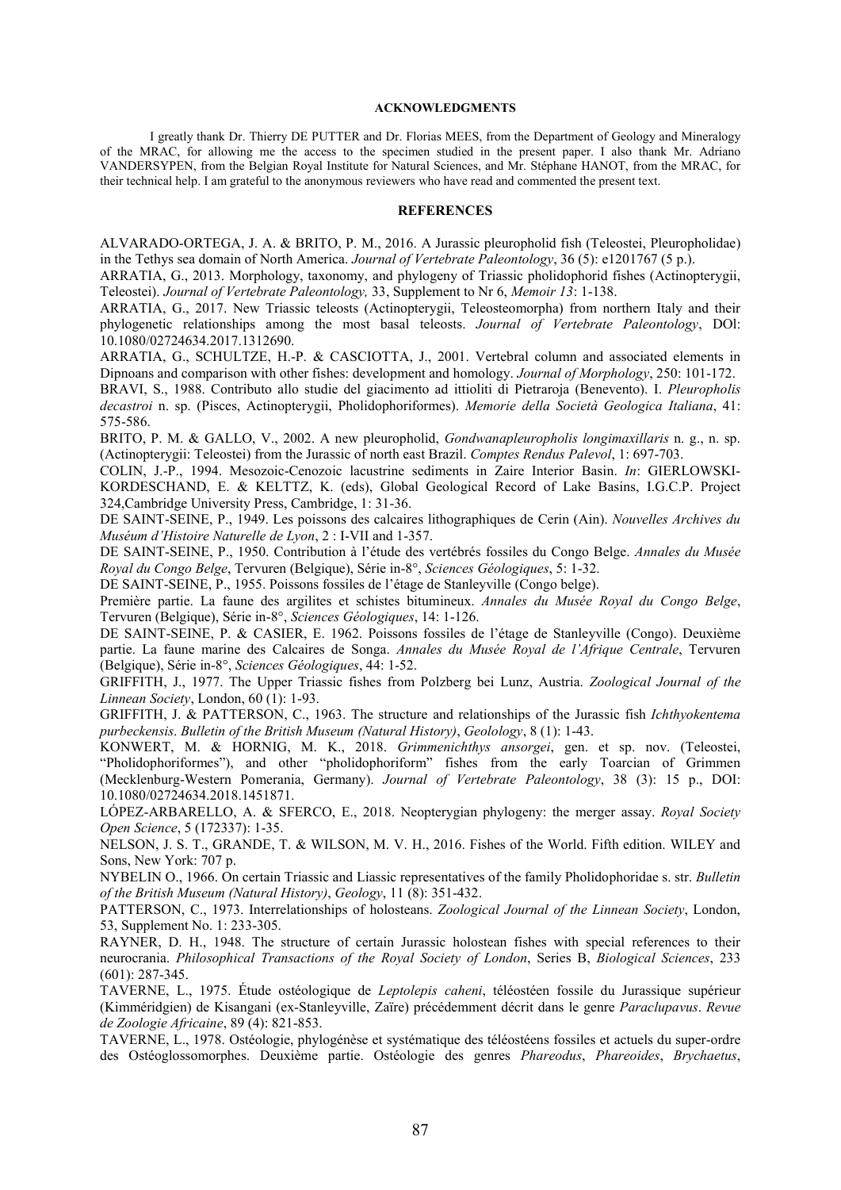## ACKNOWLEDGMENTS

I greatly thank Dr. Thierry DE PUTTER and Dr. Florias MEES, from the Department of Geology and Mineralogy of the MRAC, for allowing me the access to the specimen studied in the present paper. I also thank Mr. Adriano VANDERSYPEN, from the Belgian Royal Institute for Natural Sciences, and Mr. Stéphane HANOT, from the MRAC, for their technical help. I am grateful to the anonymous reviewers who have read and commented the present text.

## REFERENCES

ALVARADO-ORTEGA, J. A. & BRITO, P. M., 2016. A Jurassic pleuropholid fish (Teleostei, Pleuropholidae) in the Tethys sea domain of North America. *Journal of Vertebrate Paleontology*, 36 (5): e1201767 (5 p.).

ARRATIA, G., 2013. Morphology, taxonomy, and phylogeny of Triassic pholidophorid fishes (Actinopterygii, Teleostei). *Journal of Vertebrate Paleontology,* 33, Supplement to Nr 6, *Memoir 13*: 1-138.

ARRATIA, G., 2017. New Triassic teleosts (Actinopterygii, Teleosteomorpha) from northern Italy and their phylogenetic relationships among the most basal teleosts. *Journal of Vertebrate Paleontology*, DOl: 10.1080/02724634.2017.1312690.

ARRATIA, G., SCHULTZE, H.-P. & CASCIOTTA, J., 2001. Vertebral column and associated elements in Dipnoans and comparison with other fishes: development and homology. *Journal of Morphology*, 250: 101-172.

BRAVI, S., 1988. Contributo allo studie del giacimento ad ittioliti di Pietraroja (Benevento). I. *Pleuropholis decastroi* n. sp. (Pisces, Actinopterygii, Pholidophoriformes). *Memorie della Società Geologica Italiana*, 41: 575-586.

BRITO, P. M. & GALLO, V., 2002. A new pleuropholid, *Gondwanapleuropholis longimaxillaris* n. g., n. sp. (Actinopterygii: Teleostei) from the Jurassic of north east Brazil. *Comptes Rendus Palevol*, 1: 697-703.

COLIN, J.-P., 1994. Mesozoic-Cenozoic lacustrine sediments in Zaire Interior Basin. *In*: GIERLOWSKI-KORDESCHAND, E. & KELTTZ, K. (eds), Global Geological Record of Lake Basins, I.G.C.P. Project 324,Cambridge University Press, Cambridge, 1: 31-36.

DE SAINT-SEINE, P., 1949. Les poissons des calcaires lithographiques de Cerin (Ain). *Nouvelles Archives du Muséum d'Histoire Naturelle de Lyon*, 2 : I-VII and 1-357.

DE SAINT-SEINE, P., 1950. Contribution à l'étude des vertébrés fossiles du Congo Belge. *Annales du Musée Royal du Congo Belge*, Tervuren (Belgique), Série in-8°, *Sciences Géologiques*, 5: 1-32.

DE SAINT-SEINE, P., 1955. Poissons fossiles de l'étage de Stanleyville (Congo belge).
Première partie. La faune des argilites et schistes bitumineux. *Annales du Musée Royal du Congo Belge*, Tervuren (Belgique), Série in-8°, *Sciences Géologiques*, 14: 1-126.

DE SAINT-SEINE, P. & CASIER, E. 1962. Poissons fossiles de l'étage de Stanleyville (Congo). Deuxième partie. La faune marine des Calcaires de Songa. *Annales du Musée Royal de l'Afrique Centrale*, Tervuren (Belgique), Série in-8°, *Sciences Géologiques*, 44: 1-52.

GRIFFITH, J., 1977. The Upper Triassic fishes from Polzberg bei Lunz, Austria. *Zoological Journal of the Linnean Society*, London, 60 (1): 1-93.

GRIFFITH, J. & PATTERSON, C., 1963. The structure and relationships of the Jurassic fish *Ichthyokentema purbeckensis*. *Bulletin of the British Museum (Natural History)*, *Geolology*, 8 (1): 1-43.

KONWERT, M. & HORNIG, M. K., 2018. *Grimmenichthys ansorgei*, gen. et sp. nov. (Teleostei, "Pholidophoriformes"), and other "pholidophoriform" fishes from the early Toarcian of Grimmen (Mecklenburg-Western Pomerania, Germany). *Journal of Vertebrate Paleontology*, 38 (3): 15 p., DOI: 10.1080/02724634.2018.1451871.

LÓPEZ-ARBARELLO, A. & SFERCO, E., 2018. Neopterygian phylogeny: the merger assay. *Royal Society Open Science*, 5 (172337): 1-35.

NELSON, J. S. T., GRANDE, T. & WILSON, M. V. H., 2016. Fishes of the World. Fifth edition. WILEY and Sons, New York: 707 p.

NYBELIN O., 1966. On certain Triassic and Liassic representatives of the family Pholidophoridae s. str. *Bulletin of the British Museum (Natural History)*, *Geology*, 11 (8): 351-432.

PATTERSON, C., 1973. Interrelationships of holosteans. *Zoological Journal of the Linnean Society*, London, 53, Supplement No. 1: 233-305.

RAYNER, D. H., 1948. The structure of certain Jurassic holostean fishes with special references to their neurocrania. *Philosophical Transactions of the Royal Society of London*, Series B, *Biological Sciences*, 233 (601): 287-345.

TAVERNE, L., 1975. Étude ostéologique de *Leptolepis caheni*, téléostéen fossile du Jurassique supérieur (Kimméridgien) de Kisangani (ex-Stanleyville, Zaïre) précédemment décrit dans le genre *Paraclupavus*. *Revue de Zoologie Africaine*, 89 (4): 821-853.

TAVERNE, L., 1978. Ostéologie, phylogénèse et systématique des téléostéens fossiles et actuels du super-ordre des Ostéoglossomorphes. Deuxième partie. Ostéologie des genres *Phareodus*, *Phareoides*, *Brychaetus*,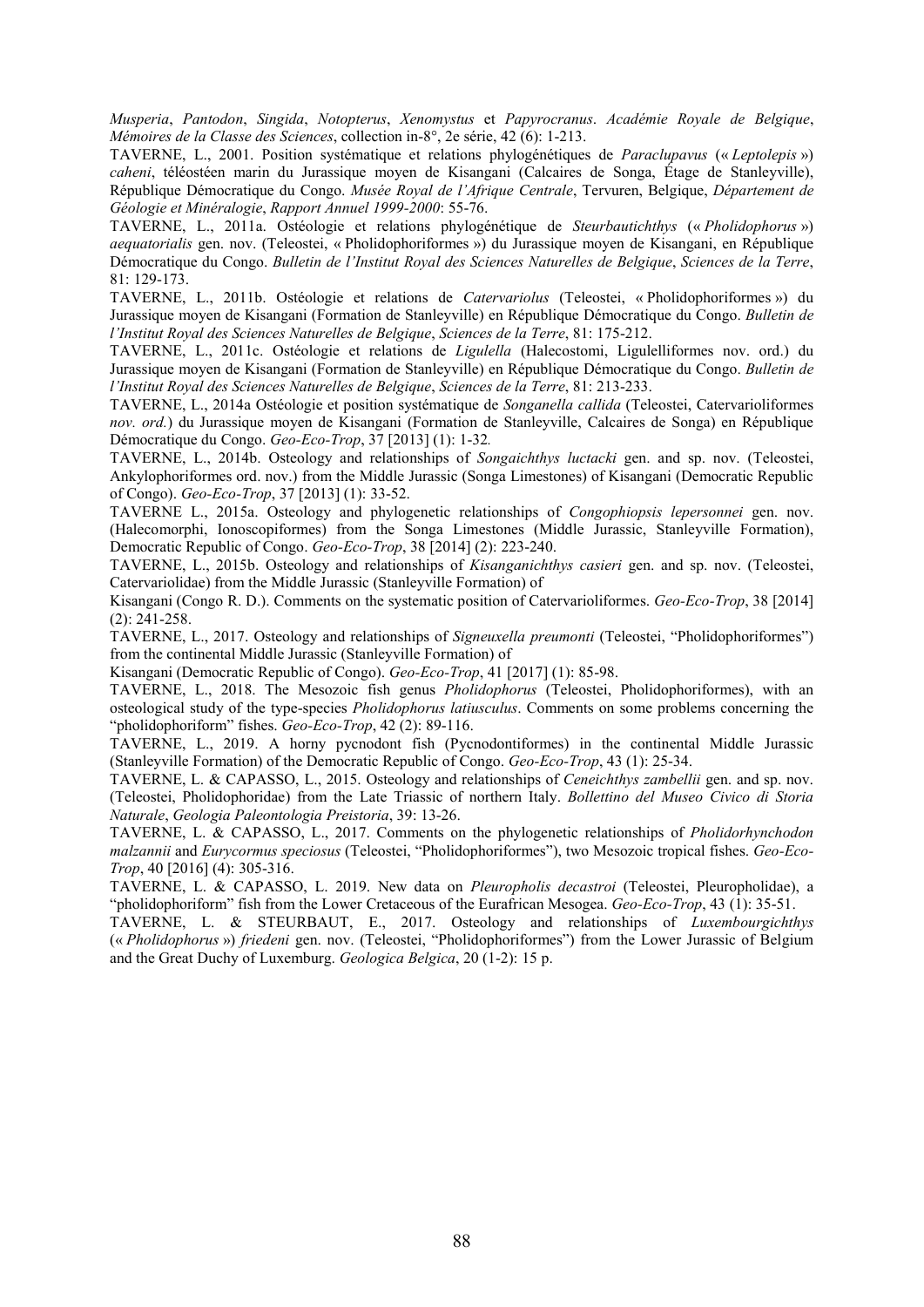*Musperia*, *Pantodon*, *Singida*, *Notopterus*, *Xenomystus* et *Papyrocranus*. *Académie Royale de Belgique*, *Mémoires de la Classe des Sciences*, collection in-8°, 2e série, 42 (6): 1-213.

TAVERNE, L., 2001. Position systématique et relations phylogénétiques de *Paraclupavus* (« *Leptolepis* ») *caheni*, téléostéen marin du Jurassique moyen de Kisangani (Calcaires de Songa, Étage de Stanleyville), République Démocratique du Congo. *Musée Royal de l'Afrique Centrale*, Tervuren, Belgique, *Département de Géologie et Minéralogie*, *Rapport Annuel 1999-2000*: 55-76.

TAVERNE, L., 2011a. Ostéologie et relations phylogénétique de *Steurbautichthys* (« *Pholidophorus* ») *aequatorialis* gen. nov. (Teleostei, « Pholidophoriformes ») du Jurassique moyen de Kisangani, en République Démocratique du Congo. *Bulletin de l'Institut Royal des Sciences Naturelles de Belgique*, *Sciences de la Terre*, 81: 129-173.

TAVERNE, L., 2011b. Ostéologie et relations de *Catervariolus* (Teleostei, « Pholidophoriformes ») du Jurassique moyen de Kisangani (Formation de Stanleyville) en République Démocratique du Congo. *Bulletin de l'Institut Royal des Sciences Naturelles de Belgique*, *Sciences de la Terre*, 81: 175-212.

TAVERNE, L., 2011c. Ostéologie et relations de *Ligulella* (Halecostomi, Ligulelliformes nov. ord.) du Jurassique moyen de Kisangani (Formation de Stanleyville) en République Démocratique du Congo. *Bulletin de l'Institut Royal des Sciences Naturelles de Belgique*, *Sciences de la Terre*, 81: 213-233.

TAVERNE, L., 2014a Ostéologie et position systématique de *Songanella callida* (Teleostei, Catervarioliformes *nov. ord.*) du Jurassique moyen de Kisangani (Formation de Stanleyville, Calcaires de Songa) en République Démocratique du Congo. *Geo-Eco-Trop*, 37 [2013] (1): 1-32*.*

TAVERNE, L., 2014b. Osteology and relationships of *Songaichthys luctacki* gen. and sp. nov. (Teleostei, Ankylophoriformes ord. nov.) from the Middle Jurassic (Songa Limestones) of Kisangani (Democratic Republic of Congo). *Geo-Eco-Trop*, 37 [2013] (1): 33-52.

TAVERNE L., 2015a. Osteology and phylogenetic relationships of *Congophiopsis lepersonnei* gen. nov. (Halecomorphi, Ionoscopiformes) from the Songa Limestones (Middle Jurassic, Stanleyville Formation), Democratic Republic of Congo. *Geo-Eco-Trop*, 38 [2014] (2): 223-240.

TAVERNE, L., 2015b. Osteology and relationships of *Kisanganichthys casieri* gen. and sp. nov. (Teleostei, Catervariolidae) from the Middle Jurassic (Stanleyville Formation) of Kisangani (Congo R. D.). Comments on the systematic position of Catervarioliformes. *Geo-Eco-Trop*, 38 [2014] (2): 241-258.

TAVERNE, L., 2017. Osteology and relationships of *Signeuxella preumonti* (Teleostei, "Pholidophoriformes") from the continental Middle Jurassic (Stanleyville Formation) of Kisangani (Democratic Republic of Congo). *Geo-Eco-Trop*, 41 [2017] (1): 85-98.

TAVERNE, L., 2018. The Mesozoic fish genus *Pholidophorus* (Teleostei, Pholidophoriformes), with an osteological study of the type-species *Pholidophorus latiusculus*. Comments on some problems concerning the "pholidophoriform" fishes. *Geo-Eco-Trop*, 42 (2): 89-116.

TAVERNE, L., 2019. A horny pycnodont fish (Pycnodontiformes) in the continental Middle Jurassic (Stanleyville Formation) of the Democratic Republic of Congo. *Geo-Eco-Trop*, 43 (1): 25-34.

TAVERNE, L. & CAPASSO, L., 2015. Osteology and relationships of *Ceneichthys zambellii* gen. and sp. nov. (Teleostei, Pholidophoridae) from the Late Triassic of northern Italy. *Bollettino del Museo Civico di Storia Naturale*, *Geologia Paleontologia Preistoria*, 39: 13-26.

TAVERNE, L. & CAPASSO, L., 2017. Comments on the phylogenetic relationships of *Pholidorhynchodon malzannii* and *Eurycormus speciosus* (Teleostei, "Pholidophoriformes"), two Mesozoic tropical fishes. *Geo-Eco-Trop*, 40 [2016] (4): 305-316.

TAVERNE, L. & CAPASSO, L. 2019. New data on *Pleuropholis decastroi* (Teleostei, Pleuropholidae), a "pholidophoriform" fish from the Lower Cretaceous of the Eurafrican Mesogea. *Geo-Eco-Trop*, 43 (1): 35-51.

TAVERNE, L. & STEURBAUT, E., 2017. Osteology and relationships of *Luxembourgichthys* (« *Pholidophorus* ») *friedeni* gen. nov. (Teleostei, "Pholidophoriformes") from the Lower Jurassic of Belgium and the Great Duchy of Luxemburg. *Geologica Belgica*, 20 (1-2): 15 p.